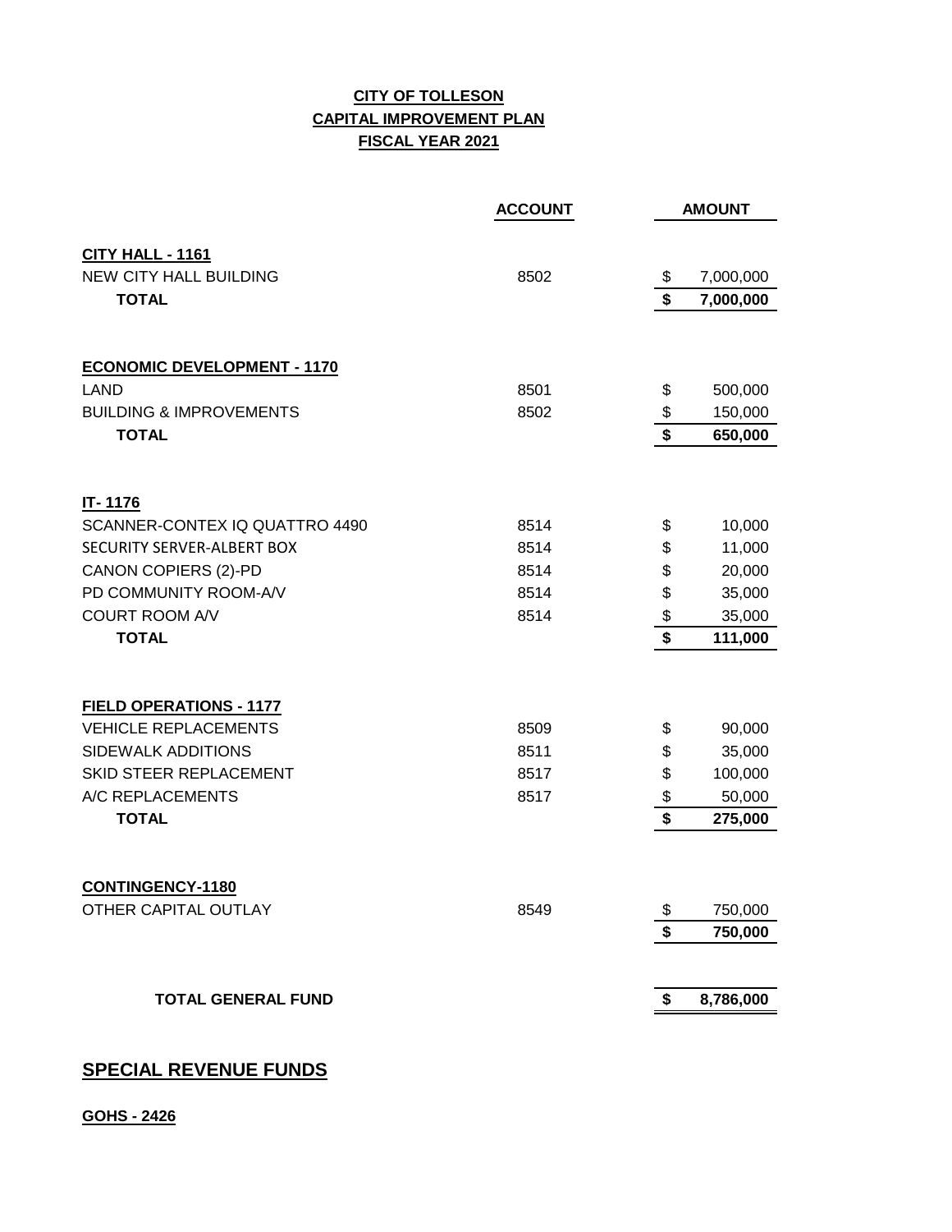**CITY OF TOLLESON**
**CAPITAL IMPROVEMENT PLAN**
**FISCAL YEAR 2021**

| | ACCOUNT | AMOUNT |
|---|---|---|
| **CITY HALL - 1161** | | |
| NEW CITY HALL BUILDING | 8502 | $ 7,000,000 |
| **TOTAL** | | **$ 7,000,000** |
| | | |
| **ECONOMIC DEVELOPMENT - 1170** | | |
| LAND | 8501 | $ 500,000 |
| BUILDING & IMPROVEMENTS | 8502 | $ 150,000 |
| **TOTAL** | | **$ 650,000** |
| | | |
| **IT- 1176** | | |
| SCANNER-CONTEX IQ QUATTRO 4490 | 8514 | $ 10,000 |
| SECURITY SERVER-ALBERT BOX | 8514 | $ 11,000 |
| CANON COPIERS (2)-PD | 8514 | $ 20,000 |
| PD COMMUNITY ROOM-A/V | 8514 | $ 35,000 |
| COURT ROOM A/V | 8514 | $ 35,000 |
| **TOTAL** | | **$ 111,000** |
| | | |
| **FIELD OPERATIONS - 1177** | | |
| VEHICLE REPLACEMENTS | 8509 | $ 90,000 |
| SIDEWALK ADDITIONS | 8511 | $ 35,000 |
| SKID STEER REPLACEMENT | 8517 | $ 100,000 |
| A/C REPLACEMENTS | 8517 | $ 50,000 |
| **TOTAL** | | **$ 275,000** |
| | | |
| **CONTINGENCY-1180** | | |
| OTHER CAPITAL OUTLAY | 8549 | $ 750,000 |
| | | **$ 750,000** |
| | | |
| **TOTAL GENERAL FUND** | | **$ 8,786,000** |

## SPECIAL REVENUE FUNDS

**GOHS - 2426**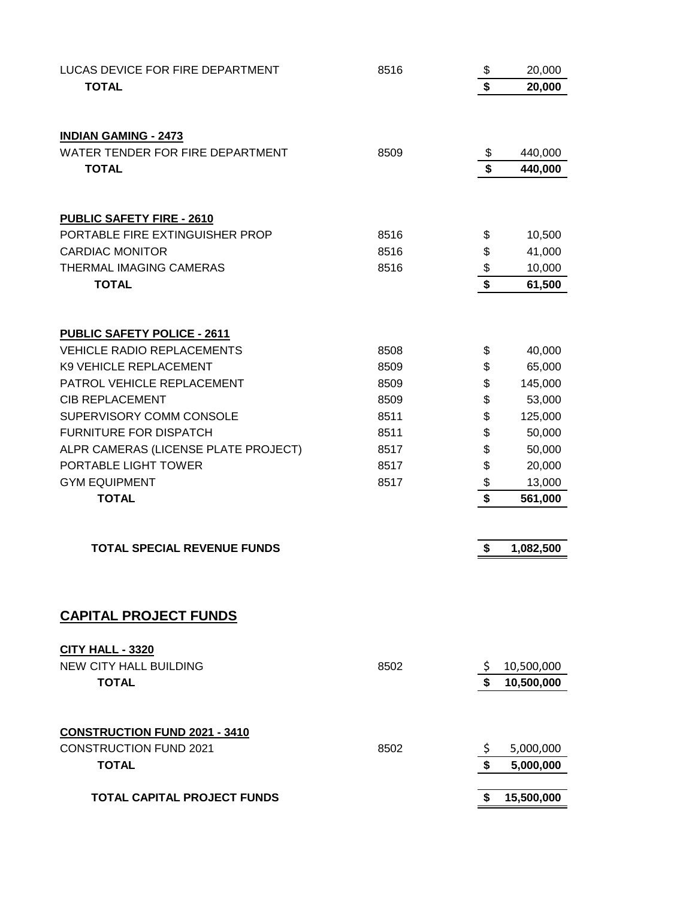| | | |
|---|---|---|
| LUCAS DEVICE FOR FIRE DEPARTMENT | 8516 | $ 20,000 |
| **TOTAL** | | **$ 20,000** |

**INDIAN GAMING - 2473**

| | | |
|---|---|---|
| WATER TENDER FOR FIRE DEPARTMENT | 8509 | $ 440,000 |
| **TOTAL** | | **$ 440,000** |

**PUBLIC SAFETY FIRE - 2610**

| | | |
|---|---|---|
| PORTABLE FIRE EXTINGUISHER PROP | 8516 | $ 10,500 |
| CARDIAC MONITOR | 8516 | $ 41,000 |
| THERMAL IMAGING CAMERAS | 8516 | $ 10,000 |
| **TOTAL** | | **$ 61,500** |

**PUBLIC SAFETY POLICE - 2611**

| | | |
|---|---|---|
| VEHICLE RADIO REPLACEMENTS | 8508 | $ 40,000 |
| K9 VEHICLE REPLACEMENT | 8509 | $ 65,000 |
| PATROL VEHICLE REPLACEMENT | 8509 | $ 145,000 |
| CIB REPLACEMENT | 8509 | $ 53,000 |
| SUPERVISORY COMM CONSOLE | 8511 | $ 125,000 |
| FURNITURE FOR DISPATCH | 8511 | $ 50,000 |
| ALPR CAMERAS (LICENSE PLATE PROJECT) | 8517 | $ 50,000 |
| PORTABLE LIGHT TOWER | 8517 | $ 20,000 |
| GYM EQUIPMENT | 8517 | $ 13,000 |
| **TOTAL** | | **$ 561,000** |

| | | |
|---|---|---|
| **TOTAL SPECIAL REVENUE FUNDS** | | **$ 1,082,500** |

## CAPITAL PROJECT FUNDS

**CITY HALL - 3320**

| | | |
|---|---|---|
| NEW CITY HALL BUILDING | 8502 | $ 10,500,000 |
| **TOTAL** | | **$ 10,500,000** |

**CONSTRUCTION FUND 2021 - 3410**

| | | |
|---|---|---|
| CONSTRUCTION FUND 2021 | 8502 | $ 5,000,000 |
| **TOTAL** | | **$ 5,000,000** |

| | | |
|---|---|---|
| **TOTAL CAPITAL PROJECT FUNDS** | | **$ 15,500,000** |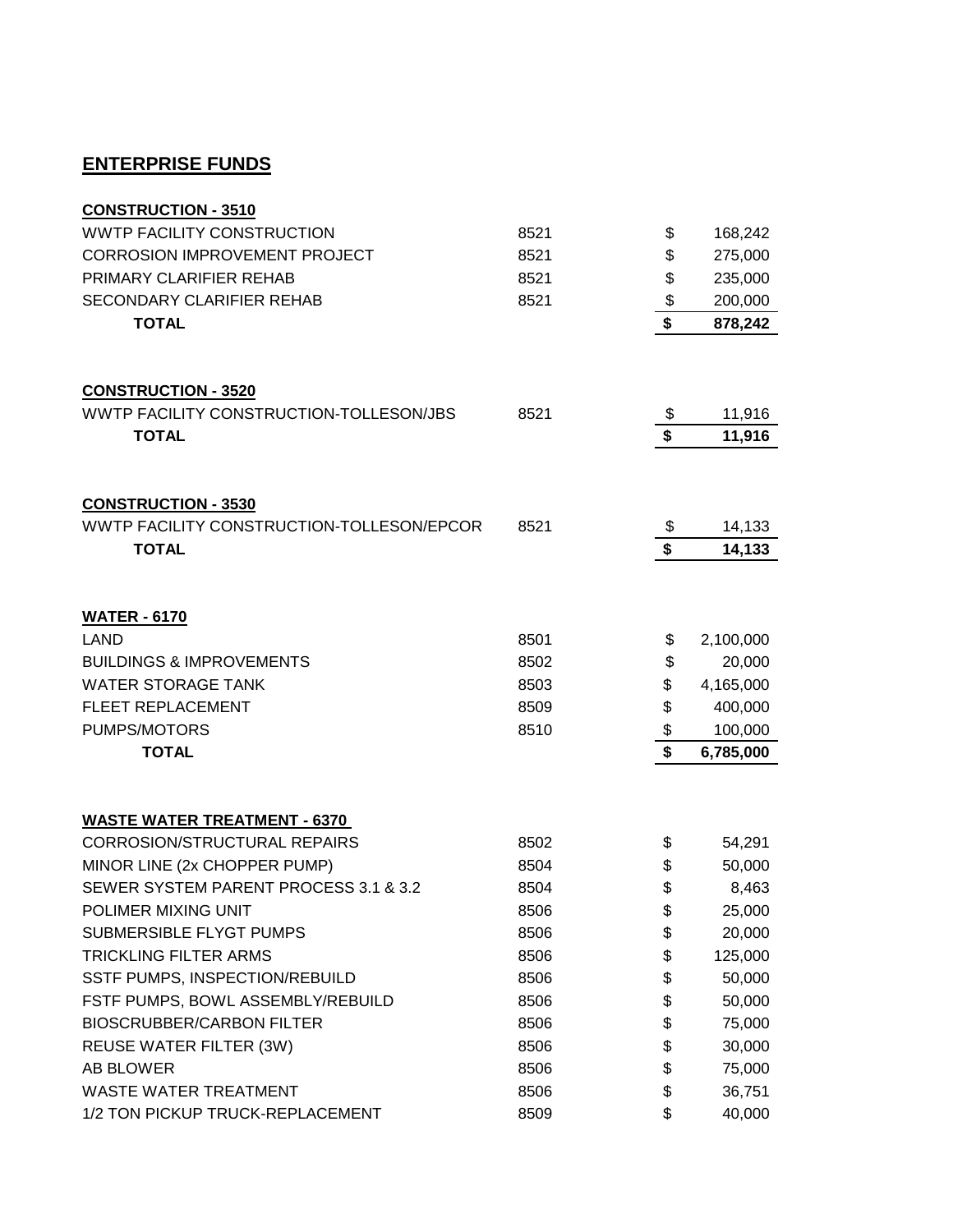## ENTERPRISE FUNDS

**CONSTRUCTION - 3510**

| | | | |
|---|---|---|---|
| WWTP FACILITY CONSTRUCTION | 8521 | $ | 168,242 |
| CORROSION IMPROVEMENT PROJECT | 8521 | $ | 275,000 |
| PRIMARY CLARIFIER REHAB | 8521 | $ | 235,000 |
| SECONDARY CLARIFIER REHAB | 8521 | $ | 200,000 |
| **TOTAL** | | **$** | **878,242** |

**CONSTRUCTION - 3520**

| | | | |
|---|---|---|---|
| WWTP FACILITY CONSTRUCTION-TOLLESON/JBS | 8521 | $ | 11,916 |
| **TOTAL** | | **$** | **11,916** |

**CONSTRUCTION - 3530**

| | | | |
|---|---|---|---|
| WWTP FACILITY CONSTRUCTION-TOLLESON/EPCOR | 8521 | $ | 14,133 |
| **TOTAL** | | **$** | **14,133** |

**WATER - 6170**

| | | | |
|---|---|---|---|
| LAND | 8501 | $ | 2,100,000 |
| BUILDINGS & IMPROVEMENTS | 8502 | $ | 20,000 |
| WATER STORAGE TANK | 8503 | $ | 4,165,000 |
| FLEET REPLACEMENT | 8509 | $ | 400,000 |
| PUMPS/MOTORS | 8510 | $ | 100,000 |
| **TOTAL** | | **$** | **6,785,000** |

**WASTE WATER TREATMENT - 6370**

| | | | |
|---|---|---|---|
| CORROSION/STRUCTURAL REPAIRS | 8502 | $ | 54,291 |
| MINOR LINE (2x CHOPPER PUMP) | 8504 | $ | 50,000 |
| SEWER SYSTEM PARENT PROCESS 3.1 & 3.2 | 8504 | $ | 8,463 |
| POLIMER MIXING UNIT | 8506 | $ | 25,000 |
| SUBMERSIBLE FLYGT PUMPS | 8506 | $ | 20,000 |
| TRICKLING FILTER ARMS | 8506 | $ | 125,000 |
| SSTF PUMPS, INSPECTION/REBUILD | 8506 | $ | 50,000 |
| FSTF PUMPS, BOWL ASSEMBLY/REBUILD | 8506 | $ | 50,000 |
| BIOSCRUBBER/CARBON FILTER | 8506 | $ | 75,000 |
| REUSE WATER FILTER (3W) | 8506 | $ | 30,000 |
| AB BLOWER | 8506 | $ | 75,000 |
| WASTE WATER TREATMENT | 8506 | $ | 36,751 |
| 1/2 TON PICKUP TRUCK-REPLACEMENT | 8509 | $ | 40,000 |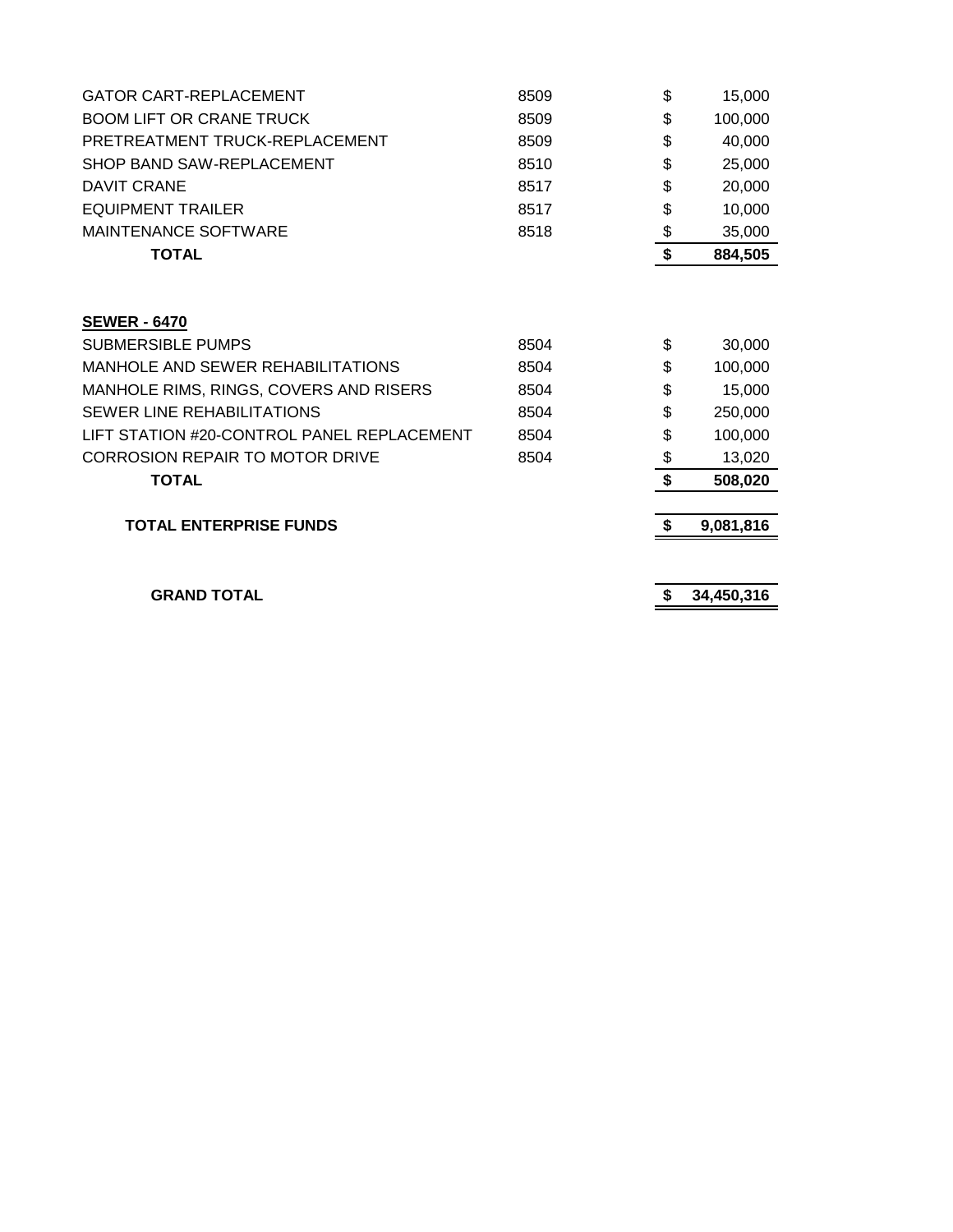| | | | |
|---|---|---|---|
| GATOR CART-REPLACEMENT | 8509 | $ | 15,000 |
| BOOM LIFT OR CRANE TRUCK | 8509 | $ | 100,000 |
| PRETREATMENT TRUCK-REPLACEMENT | 8509 | $ | 40,000 |
| SHOP BAND SAW-REPLACEMENT | 8510 | $ | 25,000 |
| DAVIT CRANE | 8517 | $ | 20,000 |
| EQUIPMENT TRAILER | 8517 | $ | 10,000 |
| MAINTENANCE SOFTWARE | 8518 | $ | 35,000 |
| **TOTAL** | | **$** | **884,505** |

**SEWER - 6470**

| | | | |
|---|---|---|---|
| SUBMERSIBLE PUMPS | 8504 | $ | 30,000 |
| MANHOLE AND SEWER REHABILITATIONS | 8504 | $ | 100,000 |
| MANHOLE RIMS, RINGS, COVERS AND RISERS | 8504 | $ | 15,000 |
| SEWER LINE REHABILITATIONS | 8504 | $ | 250,000 |
| LIFT STATION #20-CONTROL PANEL REPLACEMENT | 8504 | $ | 100,000 |
| CORROSION REPAIR TO MOTOR DRIVE | 8504 | $ | 13,020 |
| **TOTAL** | | **$** | **508,020** |
| **TOTAL ENTERPRISE FUNDS** | | **$** | **9,081,816** |
| **GRAND TOTAL** | | **$** | **34,450,316** |